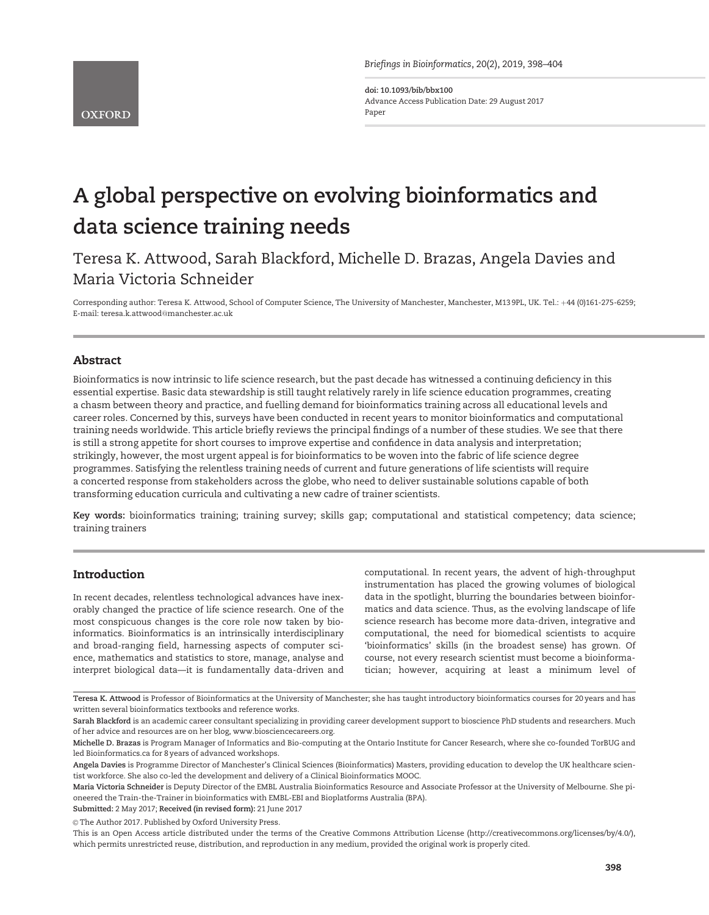doi: 10.1093/bib/bbx100
Advance Access Publication Date: 29 August 2017
Paper

# A global perspective on evolving bioinformatics and data science training needs

Teresa K. Attwood, Sarah Blackford, Michelle D. Brazas, Angela Davies and Maria Victoria Schneider

Corresponding author: Teresa K. Attwood, School of Computer Science, The University of Manchester, Manchester, M13 9PL, UK. Tel.: +44 (0)161-275-6259; E-mail: teresa.k.attwood@manchester.ac.uk

## Abstract

Bioinformatics is now intrinsic to life science research, but the past decade has witnessed a continuing deficiency in this essential expertise. Basic data stewardship is still taught relatively rarely in life science education programmes, creating a chasm between theory and practice, and fuelling demand for bioinformatics training across all educational levels and career roles. Concerned by this, surveys have been conducted in recent years to monitor bioinformatics and computational training needs worldwide. This article briefly reviews the principal findings of a number of these studies. We see that there is still a strong appetite for short courses to improve expertise and confidence in data analysis and interpretation; strikingly, however, the most urgent appeal is for bioinformatics to be woven into the fabric of life science degree programmes. Satisfying the relentless training needs of current and future generations of life scientists will require a concerted response from stakeholders across the globe, who need to deliver sustainable solutions capable of both transforming education curricula and cultivating a new cadre of trainer scientists.

**Key words:** bioinformatics training; training survey; skills gap; computational and statistical competency; data science; training trainers

## Introduction

In recent decades, relentless technological advances have inexorably changed the practice of life science research. One of the most conspicuous changes is the core role now taken by bioinformatics. Bioinformatics is an intrinsically interdisciplinary and broad-ranging field, harnessing aspects of computer science, mathematics and statistics to store, manage, analyse and interpret biological data—it is fundamentally data-driven and computational. In recent years, the advent of high-throughput instrumentation has placed the growing volumes of biological data in the spotlight, blurring the boundaries between bioinformatics and data science. Thus, as the evolving landscape of life science research has become more data-driven, integrative and computational, the need for biomedical scientists to acquire 'bioinformatics' skills (in the broadest sense) has grown. Of course, not every research scientist must become a bioinformatician; however, acquiring at least a minimum level of

**Teresa K. Attwood** is Professor of Bioinformatics at the University of Manchester; she has taught introductory bioinformatics courses for 20 years and has written several bioinformatics textbooks and reference works.

**Sarah Blackford** is an academic career consultant specializing in providing career development support to bioscience PhD students and researchers. Much of her advice and resources are on her blog, www.biosciencecareers.org.

**Michelle D. Brazas** is Program Manager of Informatics and Bio-computing at the Ontario Institute for Cancer Research, where she co-founded TorBUG and led Bioinformatics.ca for 8 years of advanced workshops.

**Angela Davies** is Programme Director of Manchester's Clinical Sciences (Bioinformatics) Masters, providing education to develop the UK healthcare scientist workforce. She also co-led the development and delivery of a Clinical Bioinformatics MOOC.

**Maria Victoria Schneider** is Deputy Director of the EMBL Australia Bioinformatics Resource and Associate Professor at the University of Melbourne. She pioneered the Train-the-Trainer in bioinformatics with EMBL-EBI and Bioplatforms Australia (BPA).

**Submitted:** 2 May 2017; **Received (in revised form):** 21 June 2017

© The Author 2017. Published by Oxford University Press.

This is an Open Access article distributed under the terms of the Creative Commons Attribution License (http://creativecommons.org/licenses/by/4.0/), which permits unrestricted reuse, distribution, and reproduction in any medium, provided the original work is properly cited.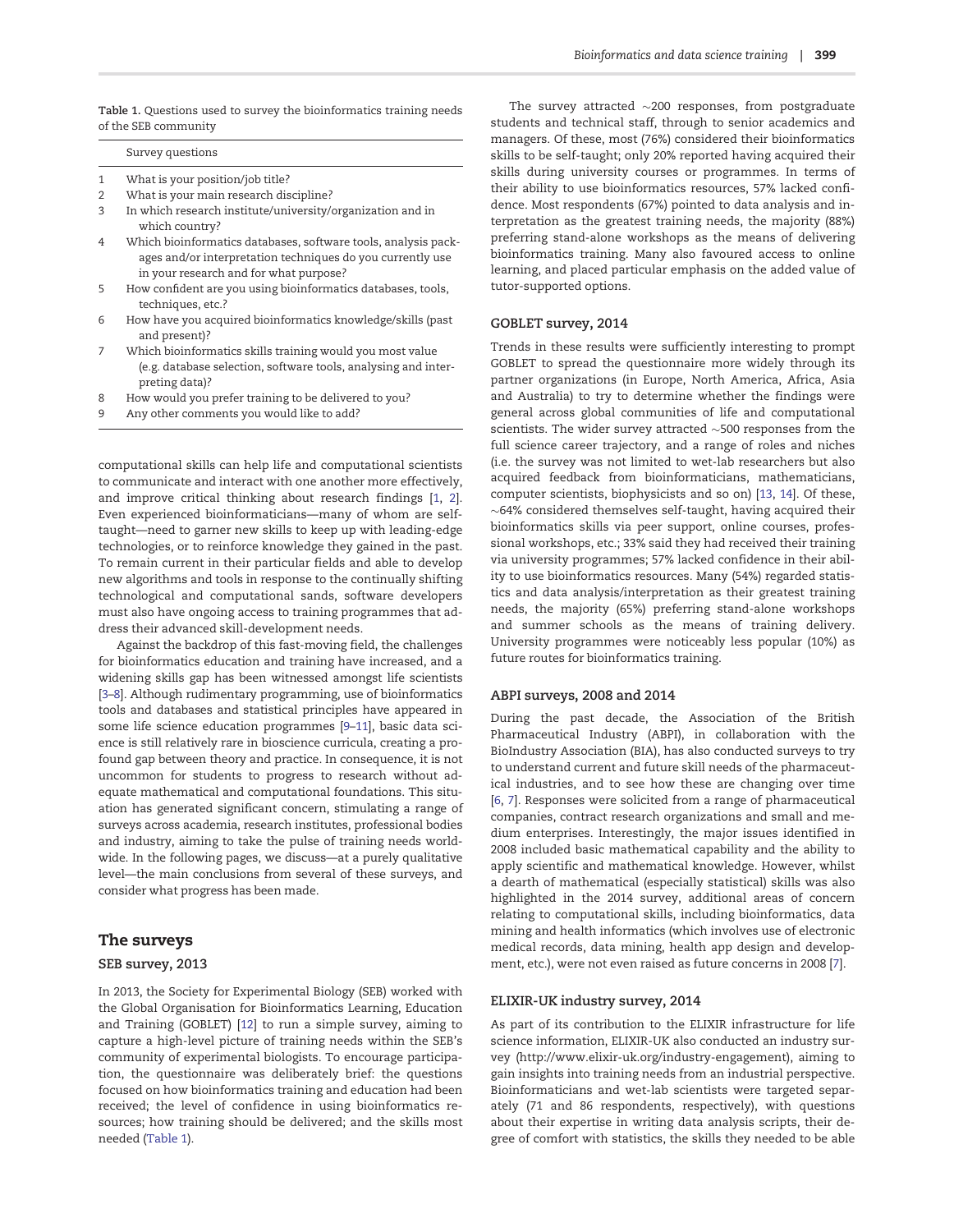Table 1. Questions used to survey the bioinformatics training needs of the SEB community

| | Survey questions |
|---|---|
| 1 | What is your position/job title? |
| 2 | What is your main research discipline? |
| 3 | In which research institute/university/organization and in which country? |
| 4 | Which bioinformatics databases, software tools, analysis packages and/or interpretation techniques do you currently use in your research and for what purpose? |
| 5 | How confident are you using bioinformatics databases, tools, techniques, etc.? |
| 6 | How have you acquired bioinformatics knowledge/skills (past and present)? |
| 7 | Which bioinformatics skills training would you most value (e.g. database selection, software tools, analysing and interpreting data)? |
| 8 | How would you prefer training to be delivered to you? |
| 9 | Any other comments you would like to add? |

computational skills can help life and computational scientists to communicate and interact with one another more effectively, and improve critical thinking about research findings [1, 2]. Even experienced bioinformaticians—many of whom are self-taught—need to garner new skills to keep up with leading-edge technologies, or to reinforce knowledge they gained in the past. To remain current in their particular fields and able to develop new algorithms and tools in response to the continually shifting technological and computational sands, software developers must also have ongoing access to training programmes that address their advanced skill-development needs.

Against the backdrop of this fast-moving field, the challenges for bioinformatics education and training have increased, and a widening skills gap has been witnessed amongst life scientists [3–8]. Although rudimentary programming, use of bioinformatics tools and databases and statistical principles have appeared in some life science education programmes [9–11], basic data science is still relatively rare in bioscience curricula, creating a profound gap between theory and practice. In consequence, it is not uncommon for students to progress to research without adequate mathematical and computational foundations. This situation has generated significant concern, stimulating a range of surveys across academia, research institutes, professional bodies and industry, aiming to take the pulse of training needs worldwide. In the following pages, we discuss—at a purely qualitative level—the main conclusions from several of these surveys, and consider what progress has been made.

## The surveys

### SEB survey, 2013

In 2013, the Society for Experimental Biology (SEB) worked with the Global Organisation for Bioinformatics Learning, Education and Training (GOBLET) [12] to run a simple survey, aiming to capture a high-level picture of training needs within the SEB's community of experimental biologists. To encourage participation, the questionnaire was deliberately brief: the questions focused on how bioinformatics training and education had been received; the level of confidence in using bioinformatics resources; how training should be delivered; and the skills most needed (Table 1).

The survey attracted ∼200 responses, from postgraduate students and technical staff, through to senior academics and managers. Of these, most (76%) considered their bioinformatics skills to be self-taught; only 20% reported having acquired their skills during university courses or programmes. In terms of their ability to use bioinformatics resources, 57% lacked confidence. Most respondents (67%) pointed to data analysis and interpretation as the greatest training needs, the majority (88%) preferring stand-alone workshops as the means of delivering bioinformatics training. Many also favoured access to online learning, and placed particular emphasis on the added value of tutor-supported options.

### GOBLET survey, 2014

Trends in these results were sufficiently interesting to prompt GOBLET to spread the questionnaire more widely through its partner organizations (in Europe, North America, Africa, Asia and Australia) to try to determine whether the findings were general across global communities of life and computational scientists. The wider survey attracted ∼500 responses from the full science career trajectory, and a range of roles and niches (i.e. the survey was not limited to wet-lab researchers but also acquired feedback from bioinformaticians, mathematicians, computer scientists, biophysicists and so on) [13, 14]. Of these, ∼64% considered themselves self-taught, having acquired their bioinformatics skills via peer support, online courses, professional workshops, etc.; 33% said they had received their training via university programmes; 57% lacked confidence in their ability to use bioinformatics resources. Many (54%) regarded statistics and data analysis/interpretation as their greatest training needs, the majority (65%) preferring stand-alone workshops and summer schools as the means of training delivery. University programmes were noticeably less popular (10%) as future routes for bioinformatics training.

### ABPI surveys, 2008 and 2014

During the past decade, the Association of the British Pharmaceutical Industry (ABPI), in collaboration with the BioIndustry Association (BIA), has also conducted surveys to try to understand current and future skill needs of the pharmaceutical industries, and to see how these are changing over time [6, 7]. Responses were solicited from a range of pharmaceutical companies, contract research organizations and small and medium enterprises. Interestingly, the major issues identified in 2008 included basic mathematical capability and the ability to apply scientific and mathematical knowledge. However, whilst a dearth of mathematical (especially statistical) skills was also highlighted in the 2014 survey, additional areas of concern relating to computational skills, including bioinformatics, data mining and health informatics (which involves use of electronic medical records, data mining, health app design and development, etc.), were not even raised as future concerns in 2008 [7].

### ELIXIR-UK industry survey, 2014

As part of its contribution to the ELIXIR infrastructure for life science information, ELIXIR-UK also conducted an industry survey (http://www.elixir-uk.org/industry-engagement), aiming to gain insights into training needs from an industrial perspective. Bioinformaticians and wet-lab scientists were targeted separately (71 and 86 respondents, respectively), with questions about their expertise in writing data analysis scripts, their degree of comfort with statistics, the skills they needed to be able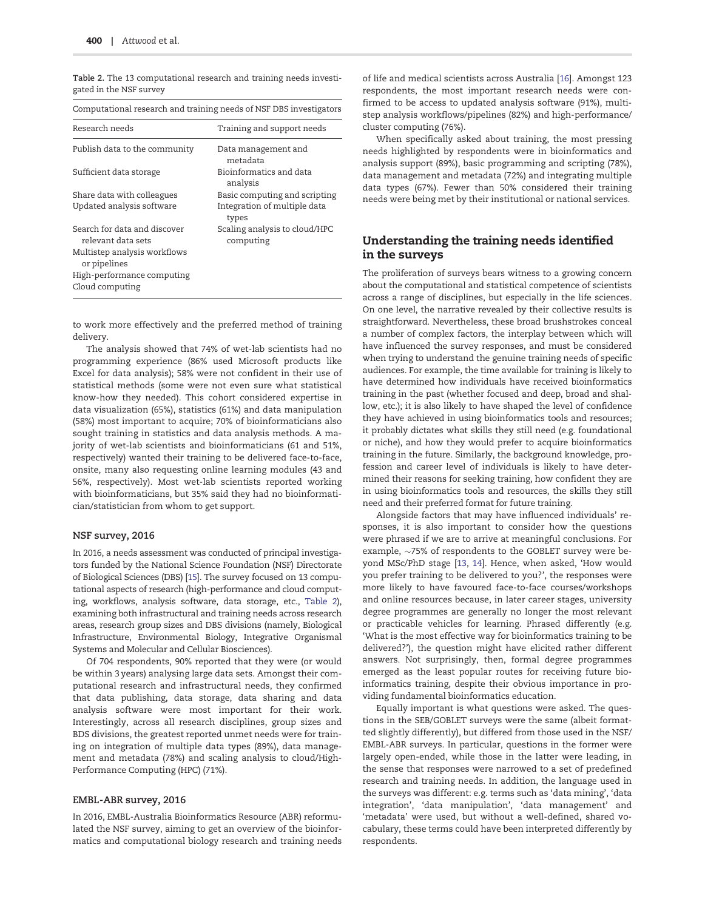Table 2. The 13 computational research and training needs investigated in the NSF survey

| Computational research and training needs of NSF DBS investigators | |
|---|---|
| Research needs | Training and support needs |
| Publish data to the community | Data management and metadata |
| Sufficient data storage | Bioinformatics and data analysis |
| Share data with colleagues | Basic computing and scripting |
| Updated analysis software | Integration of multiple data types |
| Search for data and discover relevant data sets | Scaling analysis to cloud/HPC computing |
| Multistep analysis workflows or pipelines | |
| High-performance computing | |
| Cloud computing | |

to work more effectively and the preferred method of training delivery.

The analysis showed that 74% of wet-lab scientists had no programming experience (86% used Microsoft products like Excel for data analysis); 58% were not confident in their use of statistical methods (some were not even sure what statistical know-how they needed). This cohort considered expertise in data visualization (65%), statistics (61%) and data manipulation (58%) most important to acquire; 70% of bioinformaticians also sought training in statistics and data analysis methods. A majority of wet-lab scientists and bioinformaticians (61 and 51%, respectively) wanted their training to be delivered face-to-face, onsite, many also requesting online learning modules (43 and 56%, respectively). Most wet-lab scientists reported working with bioinformaticians, but 35% said they had no bioinformatician/statistician from whom to get support.

### NSF survey, 2016

In 2016, a needs assessment was conducted of principal investigators funded by the National Science Foundation (NSF) Directorate of Biological Sciences (DBS) [15]. The survey focused on 13 computational aspects of research (high-performance and cloud computing, workflows, analysis software, data storage, etc., Table 2), examining both infrastructural and training needs across research areas, research group sizes and DBS divisions (namely, Biological Infrastructure, Environmental Biology, Integrative Organismal Systems and Molecular and Cellular Biosciences).

Of 704 respondents, 90% reported that they were (or would be within 3 years) analysing large data sets. Amongst their computational research and infrastructural needs, they confirmed that data publishing, data storage, data sharing and data analysis software were most important for their work. Interestingly, across all research disciplines, group sizes and BDS divisions, the greatest reported unmet needs were for training on integration of multiple data types (89%), data management and metadata (78%) and scaling analysis to cloud/High-Performance Computing (HPC) (71%).

### EMBL-ABR survey, 2016

In 2016, EMBL-Australia Bioinformatics Resource (ABR) reformulated the NSF survey, aiming to get an overview of the bioinformatics and computational biology research and training needs of life and medical scientists across Australia [16]. Amongst 123 respondents, the most important research needs were confirmed to be access to updated analysis software (91%), multistep analysis workflows/pipelines (82%) and high-performance/cluster computing (76%).

When specifically asked about training, the most pressing needs highlighted by respondents were in bioinformatics and analysis support (89%), basic programming and scripting (78%), data management and metadata (72%) and integrating multiple data types (67%). Fewer than 50% considered their training needs were being met by their institutional or national services.

## Understanding the training needs identified in the surveys

The proliferation of surveys bears witness to a growing concern about the computational and statistical competence of scientists across a range of disciplines, but especially in the life sciences. On one level, the narrative revealed by their collective results is straightforward. Nevertheless, these broad brushstrokes conceal a number of complex factors, the interplay between which will have influenced the survey responses, and must be considered when trying to understand the genuine training needs of specific audiences. For example, the time available for training is likely to have determined how individuals have received bioinformatics training in the past (whether focused and deep, broad and shallow, etc.); it is also likely to have shaped the level of confidence they have achieved in using bioinformatics tools and resources; it probably dictates what skills they still need (e.g. foundational or niche), and how they would prefer to acquire bioinformatics training in the future. Similarly, the background knowledge, profession and career level of individuals is likely to have determined their reasons for seeking training, how confident they are in using bioinformatics tools and resources, the skills they still need and their preferred format for future training.

Alongside factors that may have influenced individuals' responses, it is also important to consider how the questions were phrased if we are to arrive at meaningful conclusions. For example, ~75% of respondents to the GOBLET survey were beyond MSc/PhD stage [13, 14]. Hence, when asked, 'How would you prefer training to be delivered to you?', the responses were more likely to have favoured face-to-face courses/workshops and online resources because, in later career stages, university degree programmes are generally no longer the most relevant or practicable vehicles for learning. Phrased differently (e.g. 'What is the most effective way for bioinformatics training to be delivered?'), the question might have elicited rather different answers. Not surprisingly, then, formal degree programmes emerged as the least popular routes for receiving future bioinformatics training, despite their obvious importance in providing fundamental bioinformatics education.

Equally important is what questions were asked. The questions in the SEB/GOBLET surveys were the same (albeit formatted slightly differently), but differed from those used in the NSF/EMBL-ABR surveys. In particular, questions in the former were largely open-ended, while those in the latter were leading, in the sense that responses were narrowed to a set of predefined research and training needs. In addition, the language used in the surveys was different: e.g. terms such as 'data mining', 'data integration', 'data manipulation', 'data management' and 'metadata' were used, but without a well-defined, shared vocabulary, these terms could have been interpreted differently by respondents.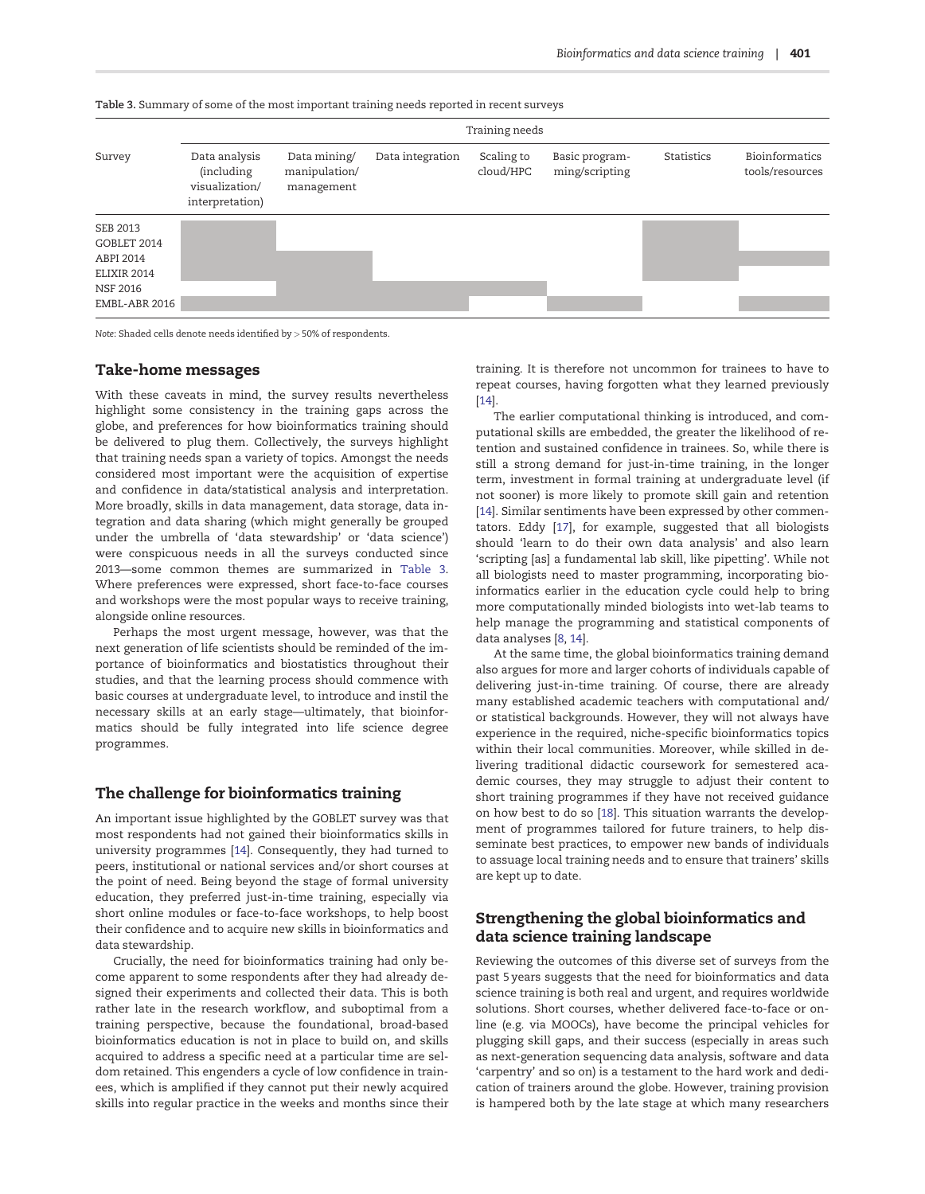Table 3. Summary of some of the most important training needs reported in recent surveys

| Survey | Training needs | | | | | | |
|---|---|---|---|---|---|---|---|
| | Data analysis (including visualization/ interpretation) | Data mining/ manipulation/ management | Data integration | Scaling to cloud/HPC | Basic programming/scripting | Statistics | Bioinformatics tools/resources |
| SEB 2013 | ■ | | | | | ■ | |
| GOBLET 2014 | ■ | | | | | ■ | |
| ABPI 2014 | ■ | ■ | | | | ■ | ■ |
| ELIXIR 2014 | ■ | ■ | | | | ■ | |
| NSF 2016 | ■ | ■ | ■ | ■ | | | |
| EMBL-ABR 2016 | ■ | ■ | ■ | | ■ | | ■ |

*Note*: Shaded cells denote needs identified by > 50% of respondents.

## Take-home messages

With these caveats in mind, the survey results nevertheless highlight some consistency in the training gaps across the globe, and preferences for how bioinformatics training should be delivered to plug them. Collectively, the surveys highlight that training needs span a variety of topics. Amongst the needs considered most important were the acquisition of expertise and confidence in data/statistical analysis and interpretation. More broadly, skills in data management, data storage, data integration and data sharing (which might generally be grouped under the umbrella of 'data stewardship' or 'data science') were conspicuous needs in all the surveys conducted since 2013—some common themes are summarized in Table 3. Where preferences were expressed, short face-to-face courses and workshops were the most popular ways to receive training, alongside online resources.

Perhaps the most urgent message, however, was that the next generation of life scientists should be reminded of the importance of bioinformatics and biostatistics throughout their studies, and that the learning process should commence with basic courses at undergraduate level, to introduce and instil the necessary skills at an early stage—ultimately, that bioinformatics should be fully integrated into life science degree programmes.

## The challenge for bioinformatics training

An important issue highlighted by the GOBLET survey was that most respondents had not gained their bioinformatics skills in university programmes [14]. Consequently, they had turned to peers, institutional or national services and/or short courses at the point of need. Being beyond the stage of formal university education, they preferred just-in-time training, especially via short online modules or face-to-face workshops, to help boost their confidence and to acquire new skills in bioinformatics and data stewardship.

Crucially, the need for bioinformatics training had only become apparent to some respondents after they had already designed their experiments and collected their data. This is both rather late in the research workflow, and suboptimal from a training perspective, because the foundational, broad-based bioinformatics education is not in place to build on, and skills acquired to address a specific need at a particular time are seldom retained. This engenders a cycle of low confidence in trainees, which is amplified if they cannot put their newly acquired skills into regular practice in the weeks and months since their training. It is therefore not uncommon for trainees to have to repeat courses, having forgotten what they learned previously [14].

The earlier computational thinking is introduced, and computational skills are embedded, the greater the likelihood of retention and sustained confidence in trainees. So, while there is still a strong demand for just-in-time training, in the longer term, investment in formal training at undergraduate level (if not sooner) is more likely to promote skill gain and retention [14]. Similar sentiments have been expressed by other commentators. Eddy [17], for example, suggested that all biologists should 'learn to do their own data analysis' and also learn 'scripting [as] a fundamental lab skill, like pipetting'. While not all biologists need to master programming, incorporating bioinformatics earlier in the education cycle could help to bring more computationally minded biologists into wet-lab teams to help manage the programming and statistical components of data analyses [8, 14].

At the same time, the global bioinformatics training demand also argues for more and larger cohorts of individuals capable of delivering just-in-time training. Of course, there are already many established academic teachers with computational and/or statistical backgrounds. However, they will not always have experience in the required, niche-specific bioinformatics topics within their local communities. Moreover, while skilled in delivering traditional didactic coursework for semestered academic courses, they may struggle to adjust their content to short training programmes if they have not received guidance on how best to do so [18]. This situation warrants the development of programmes tailored for future trainers, to help disseminate best practices, to empower new bands of individuals to assuage local training needs and to ensure that trainers' skills are kept up to date.

## Strengthening the global bioinformatics and data science training landscape

Reviewing the outcomes of this diverse set of surveys from the past 5 years suggests that the need for bioinformatics and data science training is both real and urgent, and requires worldwide solutions. Short courses, whether delivered face-to-face or online (e.g. via MOOCs), have become the principal vehicles for plugging skill gaps, and their success (especially in areas such as next-generation sequencing data analysis, software and data 'carpentry' and so on) is a testament to the hard work and dedication of trainers around the globe. However, training provision is hampered both by the late stage at which many researchers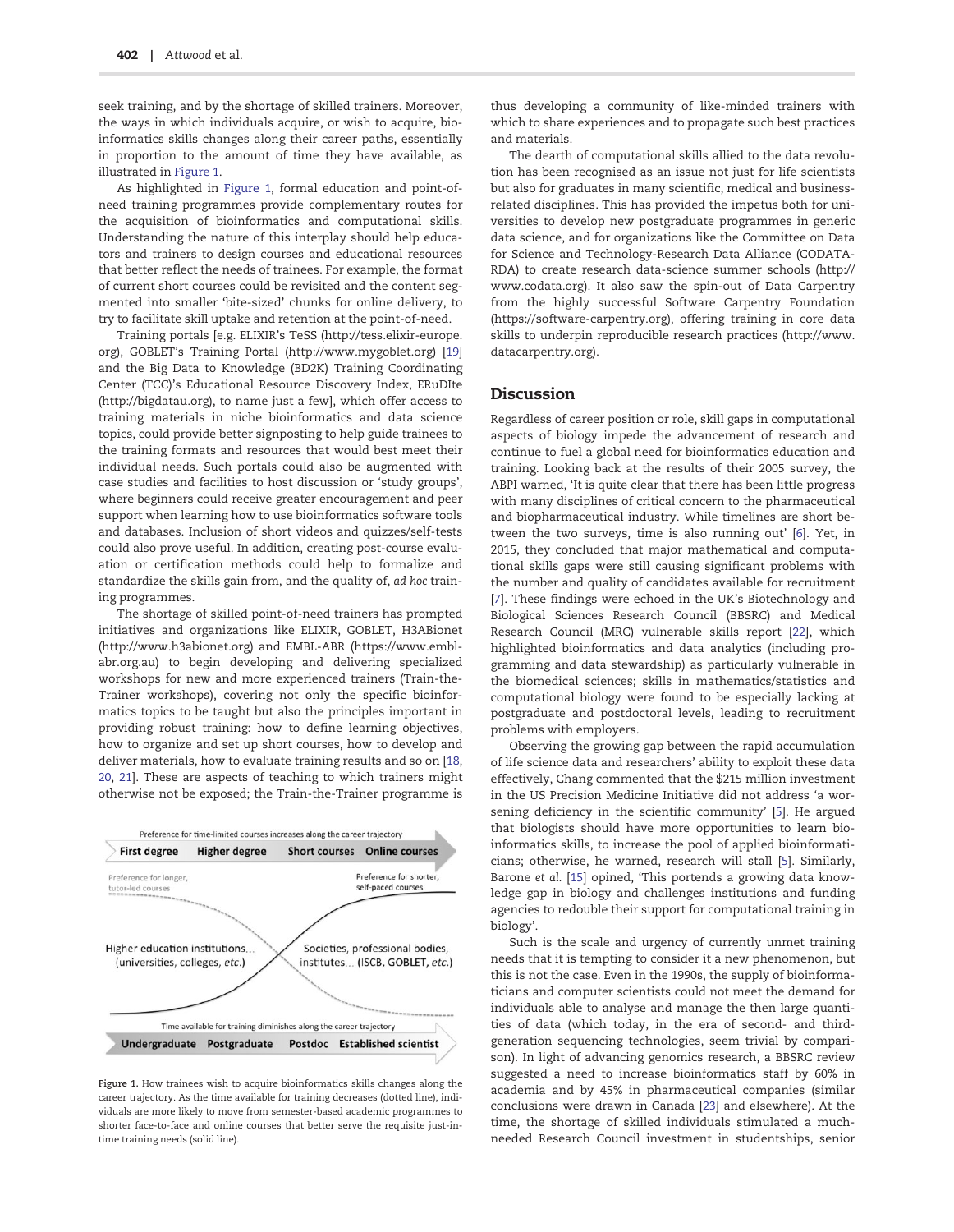seek training, and by the shortage of skilled trainers. Moreover, the ways in which individuals acquire, or wish to acquire, bioinformatics skills changes along their career paths, essentially in proportion to the amount of time they have available, as illustrated in Figure 1.

As highlighted in Figure 1, formal education and point-of-need training programmes provide complementary routes for the acquisition of bioinformatics and computational skills. Understanding the nature of this interplay should help educators and trainers to design courses and educational resources that better reflect the needs of trainees. For example, the format of current short courses could be revisited and the content segmented into smaller 'bite-sized' chunks for online delivery, to try to facilitate skill uptake and retention at the point-of-need.

Training portals [e.g. ELIXIR's TeSS (http://tess.elixir-europe.org), GOBLET's Training Portal (http://www.mygoblet.org) [19] and the Big Data to Knowledge (BD2K) Training Coordinating Center (TCC)'s Educational Resource Discovery Index, ERuDIte (http://bigdatau.org), to name just a few], which offer access to training materials in niche bioinformatics and data science topics, could provide better signposting to help guide trainees to the training formats and resources that would best meet their individual needs. Such portals could also be augmented with case studies and facilities to host discussion or 'study groups', where beginners could receive greater encouragement and peer support when learning how to use bioinformatics software tools and databases. Inclusion of short videos and quizzes/self-tests could also prove useful. In addition, creating post-course evaluation or certification methods could help to formalize and standardize the skills gain from, and the quality of, *ad hoc* training programmes.

The shortage of skilled point-of-need trainers has prompted initiatives and organizations like ELIXIR, GOBLET, H3ABionet (http://www.h3abionet.org) and EMBL-ABR (https://www.embl-abr.org.au) to begin developing and delivering specialized workshops for new and more experienced trainers (Train-the-Trainer workshops), covering not only the specific bioinformatics topics to be taught but also the principles important in providing robust training: how to define learning objectives, how to organize and set up short courses, how to develop and deliver materials, how to evaluate training results and so on [18, 20, 21]. These are aspects of teaching to which trainers might otherwise not be exposed; the Train-the-Trainer programme is thus developing a community of like-minded trainers with which to share experiences and to propagate such best practices and materials.

Figure 1. How trainees wish to acquire bioinformatics skills changes along the career trajectory. As the time available for training decreases (dotted line), individuals are more likely to move from semester-based academic programmes to shorter face-to-face and online courses that better serve the requisite just-in-time training needs (solid line).

The dearth of computational skills allied to the data revolution has been recognised as an issue not just for life scientists but also for graduates in many scientific, medical and business-related disciplines. This has provided the impetus both for universities to develop new postgraduate programmes in generic data science, and for organizations like the Committee on Data for Science and Technology-Research Data Alliance (CODATA-RDA) to create research data-science summer schools (http://www.codata.org). It also saw the spin-out of Data Carpentry from the highly successful Software Carpentry Foundation (https://software-carpentry.org), offering training in core data skills to underpin reproducible research practices (http://www.datacarpentry.org).

## Discussion

Regardless of career position or role, skill gaps in computational aspects of biology impede the advancement of research and continue to fuel a global need for bioinformatics education and training. Looking back at the results of their 2005 survey, the ABPI warned, 'It is quite clear that there has been little progress with many disciplines of critical concern to the pharmaceutical and biopharmaceutical industry. While timelines are short between the two surveys, time is also running out' [6]. Yet, in 2015, they concluded that major mathematical and computational skills gaps were still causing significant problems with the number and quality of candidates available for recruitment [7]. These findings were echoed in the UK's Biotechnology and Biological Sciences Research Council (BBSRC) and Medical Research Council (MRC) vulnerable skills report [22], which highlighted bioinformatics and data analytics (including programming and data stewardship) as particularly vulnerable in the biomedical sciences; skills in mathematics/statistics and computational biology were found to be especially lacking at postgraduate and postdoctoral levels, leading to recruitment problems with employers.

Observing the growing gap between the rapid accumulation of life science data and researchers' ability to exploit these data effectively, Chang commented that the $215 million investment in the US Precision Medicine Initiative did not address 'a worsening deficiency in the scientific community' [5]. He argued that biologists should have more opportunities to learn bioinformatics skills, to increase the pool of applied bioinformaticians; otherwise, he warned, research will stall [5]. Similarly, Barone *et al.* [15] opined, 'This portends a growing data knowledge gap in biology and challenges institutions and funding agencies to redouble their support for computational training in biology'.

Such is the scale and urgency of currently unmet training needs that it is tempting to consider it a new phenomenon, but this is not the case. Even in the 1990s, the supply of bioinformaticians and computer scientists could not meet the demand for individuals able to analyse and manage the then large quantities of data (which today, in the era of second- and third-generation sequencing technologies, seem trivial by comparison). In light of advancing genomics research, a BBSRC review suggested a need to increase bioinformatics staff by 60% in academia and by 45% in pharmaceutical companies (similar conclusions were drawn in Canada [23] and elsewhere). At the time, the shortage of skilled individuals stimulated a much-needed Research Council investment in studentships, senior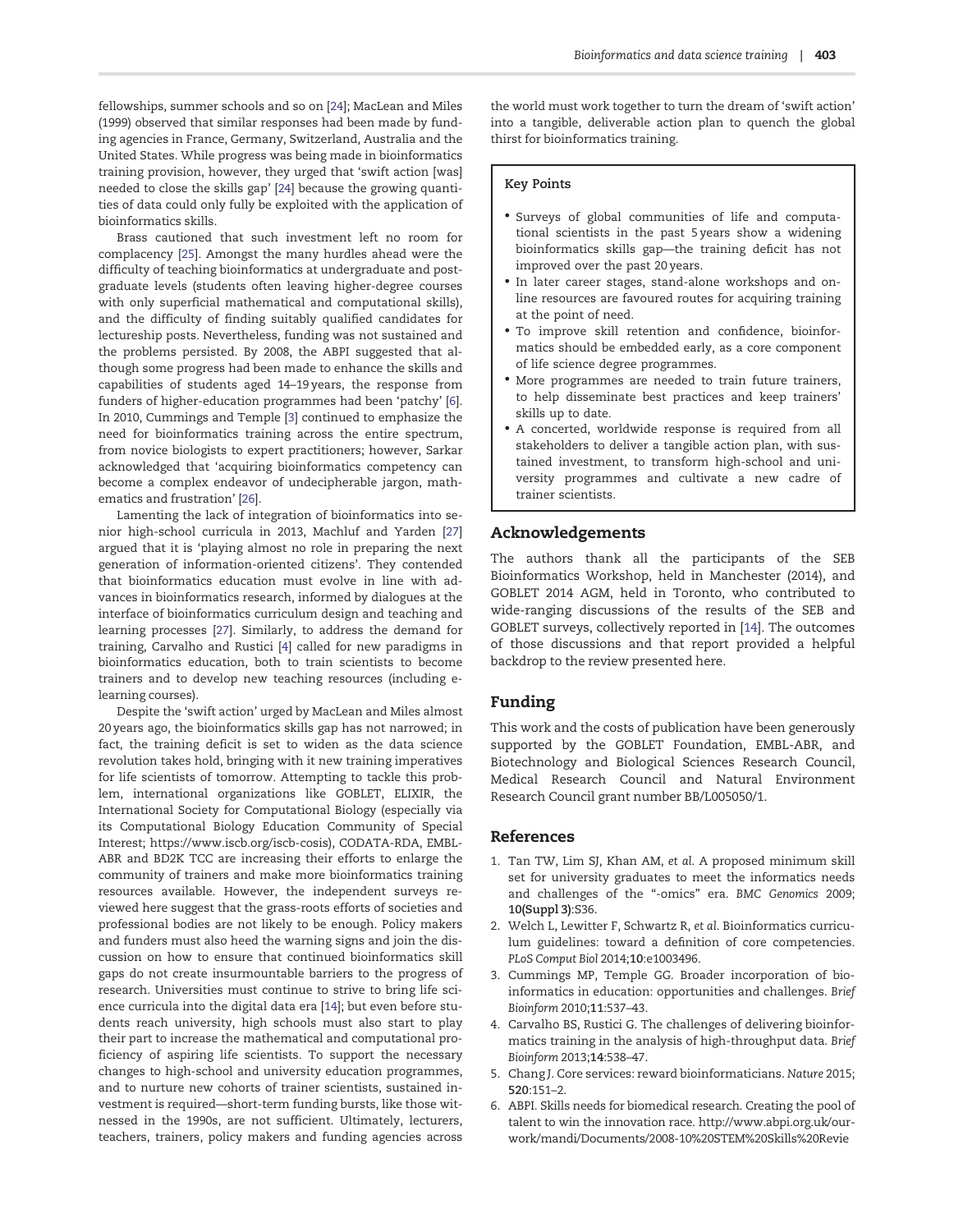fellowships, summer schools and so on [24]; MacLean and Miles (1999) observed that similar responses had been made by funding agencies in France, Germany, Switzerland, Australia and the United States. While progress was being made in bioinformatics training provision, however, they urged that 'swift action [was] needed to close the skills gap' [24] because the growing quantities of data could only fully be exploited with the application of bioinformatics skills.

Brass cautioned that such investment left no room for complacency [25]. Amongst the many hurdles ahead were the difficulty of teaching bioinformatics at undergraduate and postgraduate levels (students often leaving higher-degree courses with only superficial mathematical and computational skills), and the difficulty of finding suitably qualified candidates for lectureship posts. Nevertheless, funding was not sustained and the problems persisted. By 2008, the ABPI suggested that although some progress had been made to enhance the skills and capabilities of students aged 14–19 years, the response from funders of higher-education programmes had been 'patchy' [6]. In 2010, Cummings and Temple [3] continued to emphasize the need for bioinformatics training across the entire spectrum, from novice biologists to expert practitioners; however, Sarkar acknowledged that 'acquiring bioinformatics competency can become a complex endeavor of undecipherable jargon, mathematics and frustration' [26].

Lamenting the lack of integration of bioinformatics into senior high-school curricula in 2013, Machluf and Yarden [27] argued that it is 'playing almost no role in preparing the next generation of information-oriented citizens'. They contended that bioinformatics education must evolve in line with advances in bioinformatics research, informed by dialogues at the interface of bioinformatics curriculum design and teaching and learning processes [27]. Similarly, to address the demand for training, Carvalho and Rustici [4] called for new paradigms in bioinformatics education, both to train scientists to become trainers and to develop new teaching resources (including e-learning courses).

Despite the 'swift action' urged by MacLean and Miles almost 20 years ago, the bioinformatics skills gap has not narrowed; in fact, the training deficit is set to widen as the data science revolution takes hold, bringing with it new training imperatives for life scientists of tomorrow. Attempting to tackle this problem, international organizations like GOBLET, ELIXIR, the International Society for Computational Biology (especially via its Computational Biology Education Community of Special Interest; https://www.iscb.org/iscb-cosis), CODATA-RDA, EMBL-ABR and BD2K TCC are increasing their efforts to enlarge the community of trainers and make more bioinformatics training resources available. However, the independent surveys reviewed here suggest that the grass-roots efforts of societies and professional bodies are not likely to be enough. Policy makers and funders must also heed the warning signs and join the discussion on how to ensure that continued bioinformatics skill gaps do not create insurmountable barriers to the progress of research. Universities must continue to strive to bring life science curricula into the digital data era [14]; but even before students reach university, high schools must also start to play their part to increase the mathematical and computational proficiency of aspiring life scientists. To support the necessary changes to high-school and university education programmes, and to nurture new cohorts of trainer scientists, sustained investment is required—short-term funding bursts, like those witnessed in the 1990s, are not sufficient. Ultimately, lecturers, teachers, trainers, policy makers and funding agencies across the world must work together to turn the dream of 'swift action' into a tangible, deliverable action plan to quench the global thirst for bioinformatics training.

**Key Points**

- Surveys of global communities of life and computational scientists in the past 5 years show a widening bioinformatics skills gap—the training deficit has not improved over the past 20 years.
- In later career stages, stand-alone workshops and online resources are favoured routes for acquiring training at the point of need.
- To improve skill retention and confidence, bioinformatics should be embedded early, as a core component of life science degree programmes.
- More programmes are needed to train future trainers, to help disseminate best practices and keep trainers' skills up to date.
- A concerted, worldwide response is required from all stakeholders to deliver a tangible action plan, with sustained investment, to transform high-school and university programmes and cultivate a new cadre of trainer scientists.

## Acknowledgements

The authors thank all the participants of the SEB Bioinformatics Workshop, held in Manchester (2014), and GOBLET 2014 AGM, held in Toronto, who contributed to wide-ranging discussions of the results of the SEB and GOBLET surveys, collectively reported in [14]. The outcomes of those discussions and that report provided a helpful backdrop to the review presented here.

## Funding

This work and the costs of publication have been generously supported by the GOBLET Foundation, EMBL-ABR, and Biotechnology and Biological Sciences Research Council, Medical Research Council and Natural Environment Research Council grant number BB/L005050/1.

## References

1. Tan TW, Lim SJ, Khan AM, *et al.* A proposed minimum skill set for university graduates to meet the informatics needs and challenges of the "-omics" era. *BMC Genomics* 2009; **10(Suppl 3)**:S36.
2. Welch L, Lewitter F, Schwartz R, *et al.* Bioinformatics curriculum guidelines: toward a definition of core competencies. *PLoS Comput Biol* 2014;**10**:e1003496.
3. Cummings MP, Temple GG. Broader incorporation of bioinformatics in education: opportunities and challenges. *Brief Bioinform* 2010;**11**:537–43.
4. Carvalho BS, Rustici G. The challenges of delivering bioinformatics training in the analysis of high-throughput data. *Brief Bioinform* 2013;**14**:538–47.
5. Chang J. Core services: reward bioinformaticians. *Nature* 2015; **520**:151–2.
6. ABPI. Skills needs for biomedical research. Creating the pool of talent to win the innovation race. http://www.abpi.org.uk/our-work/mandi/Documents/2008-10%20STEM%20Skills%20Revie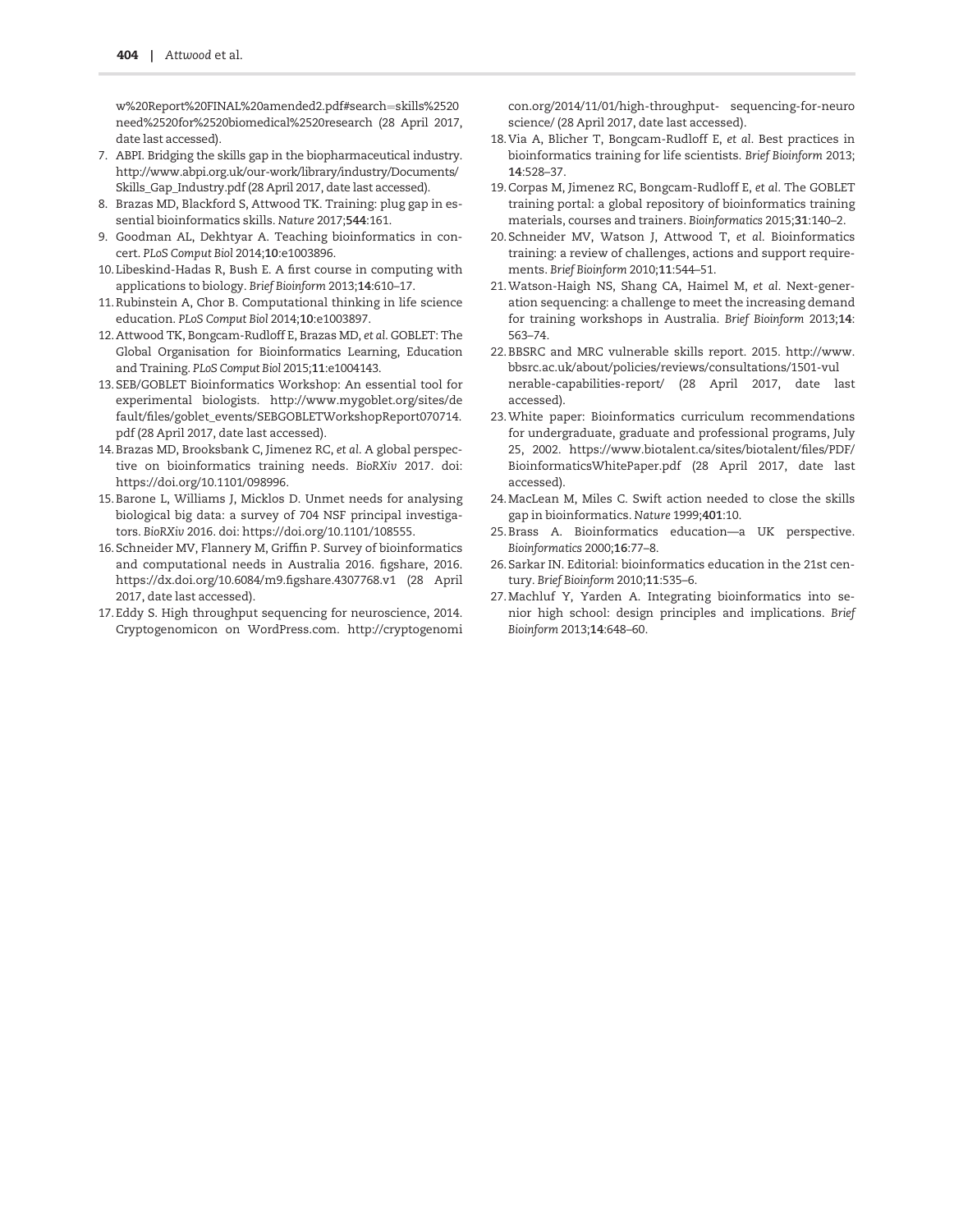w%20Report%20FINAL%20amended2.pdf#search=skills%2520need%2520for%2520biomedical%2520research (28 April 2017, date last accessed).

7. ABPI. Bridging the skills gap in the biopharmaceutical industry. http://www.abpi.org.uk/our-work/library/industry/Documents/Skills_Gap_Industry.pdf (28 April 2017, date last accessed).
8. Brazas MD, Blackford S, Attwood TK. Training: plug gap in essential bioinformatics skills. *Nature* 2017;**544**:161.
9. Goodman AL, Dekhtyar A. Teaching bioinformatics in concert. *PLoS Comput Biol* 2014;**10**:e1003896.
10. Libeskind-Hadas R, Bush E. A first course in computing with applications to biology. *Brief Bioinform* 2013;**14**:610–17.
11. Rubinstein A, Chor B. Computational thinking in life science education. *PLoS Comput Biol* 2014;**10**:e1003897.
12. Attwood TK, Bongcam-Rudloff E, Brazas MD, *et al*. GOBLET: The Global Organisation for Bioinformatics Learning, Education and Training. *PLoS Comput Biol* 2015;**11**:e1004143.
13. SEB/GOBLET Bioinformatics Workshop: An essential tool for experimental biologists. http://www.mygoblet.org/sites/default/files/goblet_events/SEBGOBLETWorkshopReport070714.pdf (28 April 2017, date last accessed).
14. Brazas MD, Brooksbank C, Jimenez RC, *et al*. A global perspective on bioinformatics training needs. *BioRXiv* 2017. doi: https://doi.org/10.1101/098996.
15. Barone L, Williams J, Micklos D. Unmet needs for analysing biological big data: a survey of 704 NSF principal investigators. *BioRXiv* 2016. doi: https://doi.org/10.1101/108555.
16. Schneider MV, Flannery M, Griffin P. Survey of bioinformatics and computational needs in Australia 2016. figshare, 2016. https://dx.doi.org/10.6084/m9.figshare.4307768.v1 (28 April 2017, date last accessed).
17. Eddy S. High throughput sequencing for neuroscience, 2014. Cryptogenomicon on WordPress.com. http://cryptogenomicon.org/2014/11/01/high-throughput-sequencing-for-neuroscience/ (28 April 2017, date last accessed).
18. Via A, Blicher T, Bongcam-Rudloff E, *et al*. Best practices in bioinformatics training for life scientists. *Brief Bioinform* 2013; **14**:528–37.
19. Corpas M, Jimenez RC, Bongcam-Rudloff E, *et al*. The GOBLET training portal: a global repository of bioinformatics training materials, courses and trainers. *Bioinformatics* 2015;**31**:140–2.
20. Schneider MV, Watson J, Attwood T, *et al*. Bioinformatics training: a review of challenges, actions and support requirements. *Brief Bioinform* 2010;**11**:544–51.
21. Watson-Haigh NS, Shang CA, Haimel M, *et al*. Next-generation sequencing: a challenge to meet the increasing demand for training workshops in Australia. *Brief Bioinform* 2013;**14**: 563–74.
22. BBSRC and MRC vulnerable skills report. 2015. http://www.bbsrc.ac.uk/about/policies/reviews/consultations/1501-vulnerable-capabilities-report/ (28 April 2017, date last accessed).
23. White paper: Bioinformatics curriculum recommendations for undergraduate, graduate and professional programs, July 25, 2002. https://www.biotalent.ca/sites/biotalent/files/PDF/BioinformaticsWhitePaper.pdf (28 April 2017, date last accessed).
24. MacLean M, Miles C. Swift action needed to close the skills gap in bioinformatics. *Nature* 1999;**401**:10.
25. Brass A. Bioinformatics education—a UK perspective. *Bioinformatics* 2000;**16**:77–8.
26. Sarkar IN. Editorial: bioinformatics education in the 21st century. *Brief Bioinform* 2010;**11**:535–6.
27. Machluf Y, Yarden A. Integrating bioinformatics into senior high school: design principles and implications. *Brief Bioinform* 2013;**14**:648–60.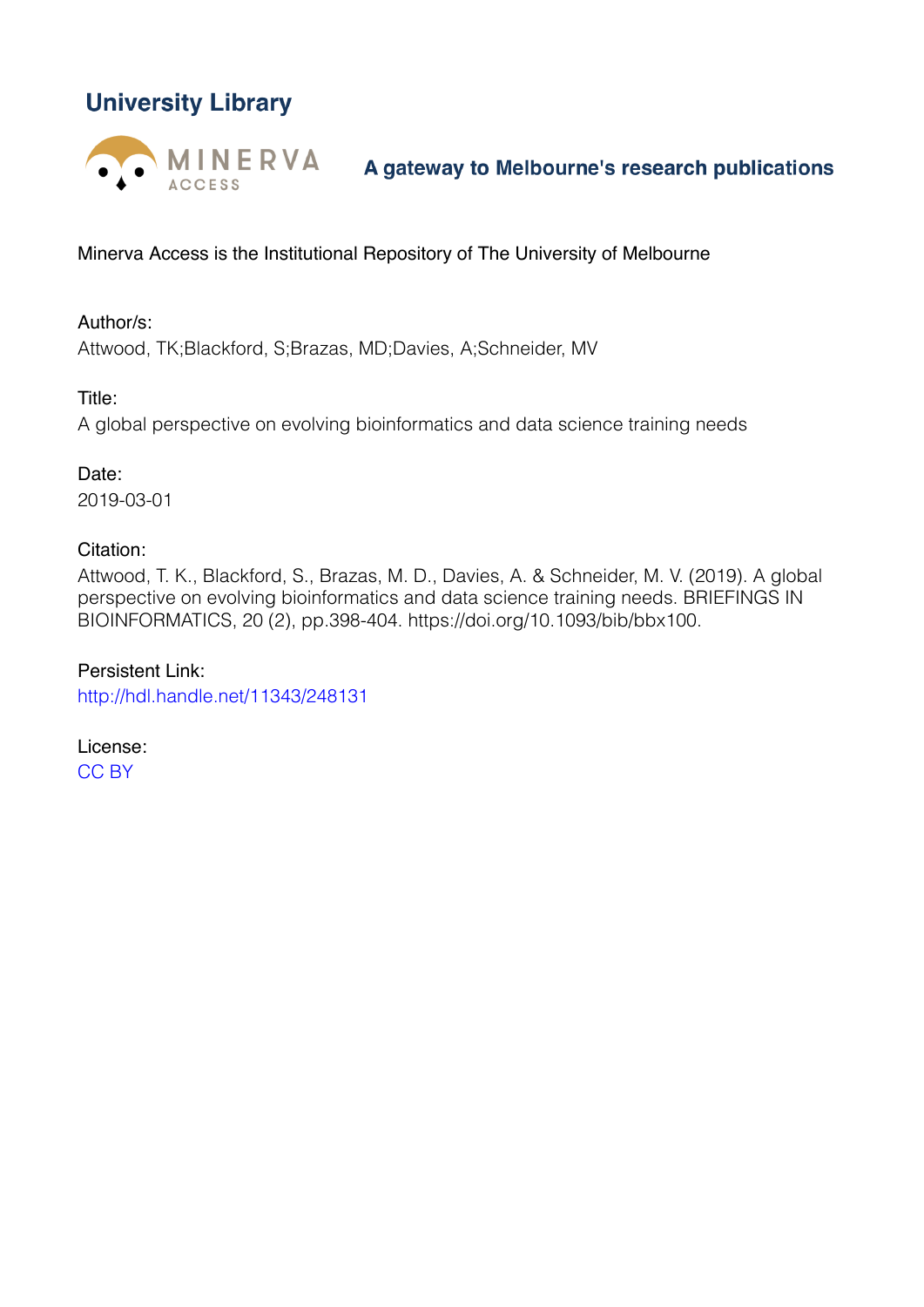**University Library**

**MINERVA ACCESS**

**A gateway to Melbourne's research publications**

Minerva Access is the Institutional Repository of The University of Melbourne

Author/s:
Attwood, TK;Blackford, S;Brazas, MD;Davies, A;Schneider, MV

Title:
A global perspective on evolving bioinformatics and data science training needs

Date:
2019-03-01

Citation:
Attwood, T. K., Blackford, S., Brazas, M. D., Davies, A. & Schneider, M. V. (2019). A global perspective on evolving bioinformatics and data science training needs. BRIEFINGS IN BIOINFORMATICS, 20 (2), pp.398-404. https://doi.org/10.1093/bib/bbx100.

Persistent Link:
http://hdl.handle.net/11343/248131

License:
CC BY